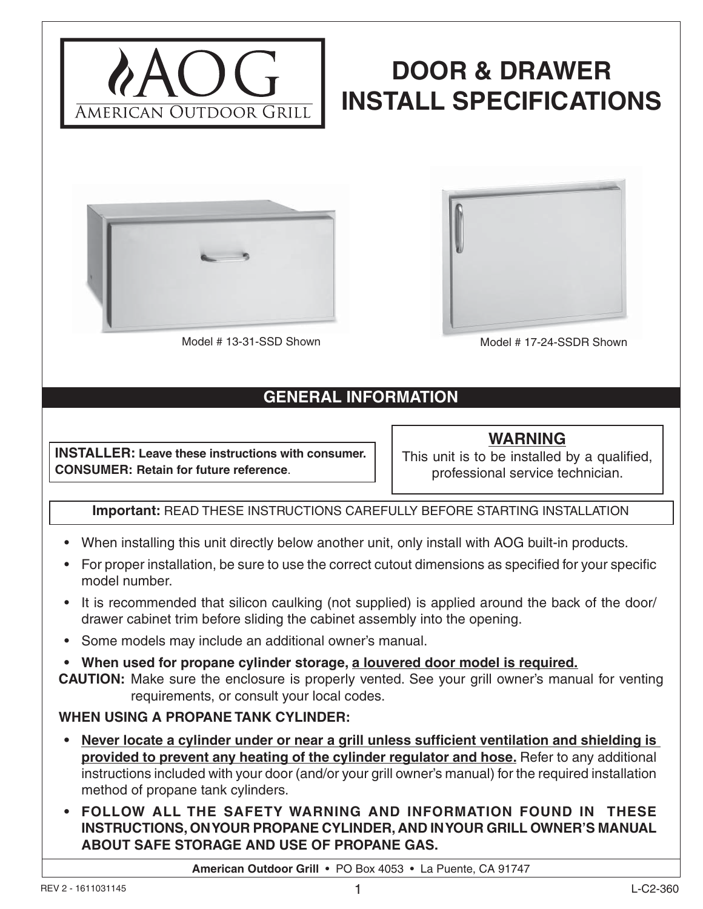AOG
AMERICAN OUTDOOR GRILL

# DOOR & DRAWER INSTALL SPECIFICATIONS

Model # 13-31-SSD Shown

Model # 17-24-SSDR Shown

## GENERAL INFORMATION

**INSTALLER: Leave these instructions with consumer.**
**CONSUMER: Retain for future reference.**

**WARNING**
This unit is to be installed by a qualified, professional service technician.

**Important:** READ THESE INSTRUCTIONS CAREFULLY BEFORE STARTING INSTALLATION

- When installing this unit directly below another unit, only install with AOG built-in products.
- For proper installation, be sure to use the correct cutout dimensions as specified for your specific model number.
- It is recommended that silicon caulking (not supplied) is applied around the back of the door/drawer cabinet trim before sliding the cabinet assembly into the opening.
- Some models may include an additional owner's manual.
- **When used for propane cylinder storage, a louvered door model is required.**

**CAUTION:** Make sure the enclosure is properly vented. See your grill owner's manual for venting requirements, or consult your local codes.

**WHEN USING A PROPANE TANK CYLINDER:**

- **Never locate a cylinder under or near a grill unless sufficient ventilation and shielding is provided to prevent any heating of the cylinder regulator and hose.** Refer to any additional instructions included with your door (and/or your grill owner's manual) for the required installation method of propane tank cylinders.
- **FOLLOW ALL THE SAFETY WARNING AND INFORMATION FOUND IN THESE INSTRUCTIONS, ON YOUR PROPANE CYLINDER, AND IN YOUR GRILL OWNER'S MANUAL ABOUT SAFE STORAGE AND USE OF PROPANE GAS.**

**American Outdoor Grill** • PO Box 4053 • La Puente, CA 91747

REV 2 - 1611031145 L-C2-360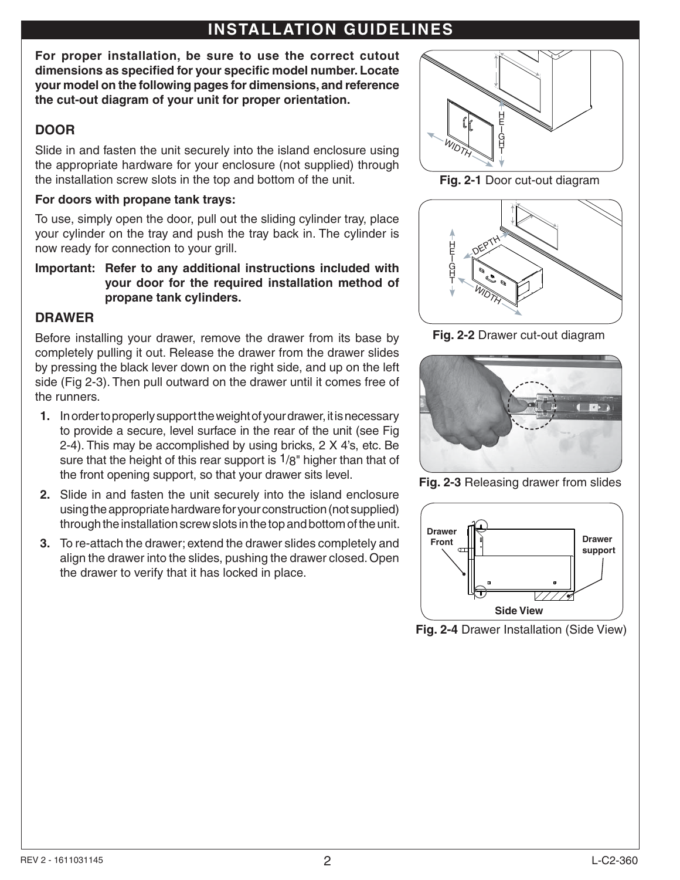# INSTALLATION GUIDELINES

**For proper installation, be sure to use the correct cutout dimensions as specified for your specific model number. Locate your model on the following pages for dimensions, and reference the cut-out diagram of your unit for proper orientation.**

## DOOR

Slide in and fasten the unit securely into the island enclosure using the appropriate hardware for your enclosure (not supplied) through the installation screw slots in the top and bottom of the unit.

**For doors with propane tank trays:**

To use, simply open the door, pull out the sliding cylinder tray, place your cylinder on the tray and push the tray back in. The cylinder is now ready for connection to your grill.

**Important: Refer to any additional instructions included with your door for the required installation method of propane tank cylinders.**

## DRAWER

Before installing your drawer, remove the drawer from its base by completely pulling it out. Release the drawer from the drawer slides by pressing the black lever down on the right side, and up on the left side (Fig 2-3). Then pull outward on the drawer until it comes free of the runners.

1. In order to properly support the weight of your drawer, it is necessary to provide a secure, level surface in the rear of the unit (see Fig 2-4). This may be accomplished by using bricks, 2 X 4's, etc. Be sure that the height of this rear support is 1/8" higher than that of the front opening support, so that your drawer sits level.
2. Slide in and fasten the unit securely into the island enclosure using the appropriate hardware for your construction (not supplied) through the installation screw slots in the top and bottom of the unit.
3. To re-attach the drawer; extend the drawer slides completely and align the drawer into the slides, pushing the drawer closed. Open the drawer to verify that it has locked in place.

**Fig. 2-1** Door cut-out diagram

**Fig. 2-2** Drawer cut-out diagram

**Fig. 2-3** Releasing drawer from slides

**Fig. 2-4** Drawer Installation (Side View)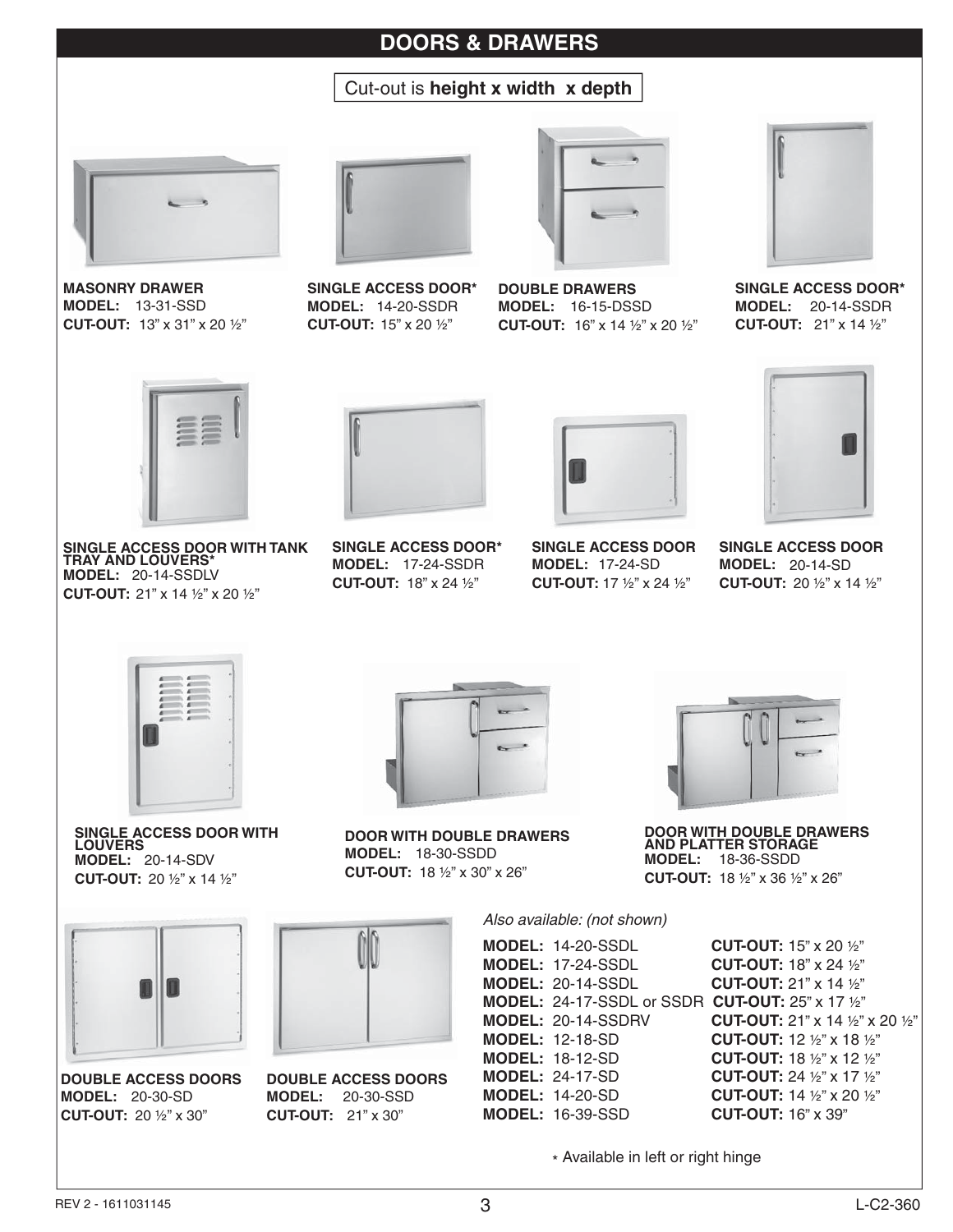# DOORS & DRAWERS

Cut-out is **height x width x depth**

**MASONRY DRAWER**
**MODEL:** 13-31-SSD
**CUT-OUT:** 13" x 31" x 20 ½"

**SINGLE ACCESS DOOR***
**MODEL:** 14-20-SSDR
**CUT-OUT:** 15" x 20 ½"

**DOUBLE DRAWERS**
**MODEL:** 16-15-DSSD
**CUT-OUT:** 16" x 14 ½" x 20 ½"

**SINGLE ACCESS DOOR***
**MODEL:** 20-14-SSDR
**CUT-OUT:** 21" x 14 ½"

**SINGLE ACCESS DOOR WITH TANK TRAY AND LOUVERS***
**MODEL:** 20-14-SSDLV
**CUT-OUT:** 21" x 14 ½" x 20 ½"

**SINGLE ACCESS DOOR***
**MODEL:** 17-24-SSDR
**CUT-OUT:** 18" x 24 ½"

**SINGLE ACCESS DOOR**
**MODEL:** 17-24-SD
**CUT-OUT:** 17 ½" x 24 ½"

**SINGLE ACCESS DOOR**
**MODEL:** 20-14-SD
**CUT-OUT:** 20 ½" x 14 ½"

**SINGLE ACCESS DOOR WITH LOUVERS**
**MODEL:** 20-14-SDV
**CUT-OUT:** 20 ½" x 14 ½"

**DOOR WITH DOUBLE DRAWERS**
**MODEL:** 18-30-SSDD
**CUT-OUT:** 18 ½" x 30" x 26"

**DOOR WITH DOUBLE DRAWERS AND PLATTER STORAGE**
**MODEL:** 18-36-SSDD
**CUT-OUT:** 18 ½" x 36 ½" x 26"

**DOUBLE ACCESS DOORS**
**MODEL:** 20-30-SD
**CUT-OUT:** 20 ½" x 30"

**DOUBLE ACCESS DOORS**
**MODEL:** 20-30-SSD
**CUT-OUT:** 21" x 30"

*Also available: (not shown)*

| MODEL | CUT-OUT |
|---|---|
| **MODEL:** 14-20-SSDL | **CUT-OUT:** 15" x 20 ½" |
| **MODEL:** 17-24-SSDL | **CUT-OUT:** 18" x 24 ½" |
| **MODEL:** 20-14-SSDL | **CUT-OUT:** 21" x 14 ½" |
| **MODEL:** 24-17-SSDL or SSDR | **CUT-OUT:** 25" x 17 ½" |
| **MODEL:** 20-14-SSDRV | **CUT-OUT:** 21" x 14 ½" x 20 ½" |
| **MODEL:** 12-18-SD | **CUT-OUT:** 12 ½" x 18 ½" |
| **MODEL:** 18-12-SD | **CUT-OUT:** 18 ½" x 12 ½" |
| **MODEL:** 24-17-SD | **CUT-OUT:** 24 ½" x 17 ½" |
| **MODEL:** 14-20-SD | **CUT-OUT:** 14 ½" x 20 ½" |
| **MODEL:** 16-39-SSD | **CUT-OUT:** 16" x 39" |

* Available in left or right hinge

REV 2 - 1611031145

L-C2-360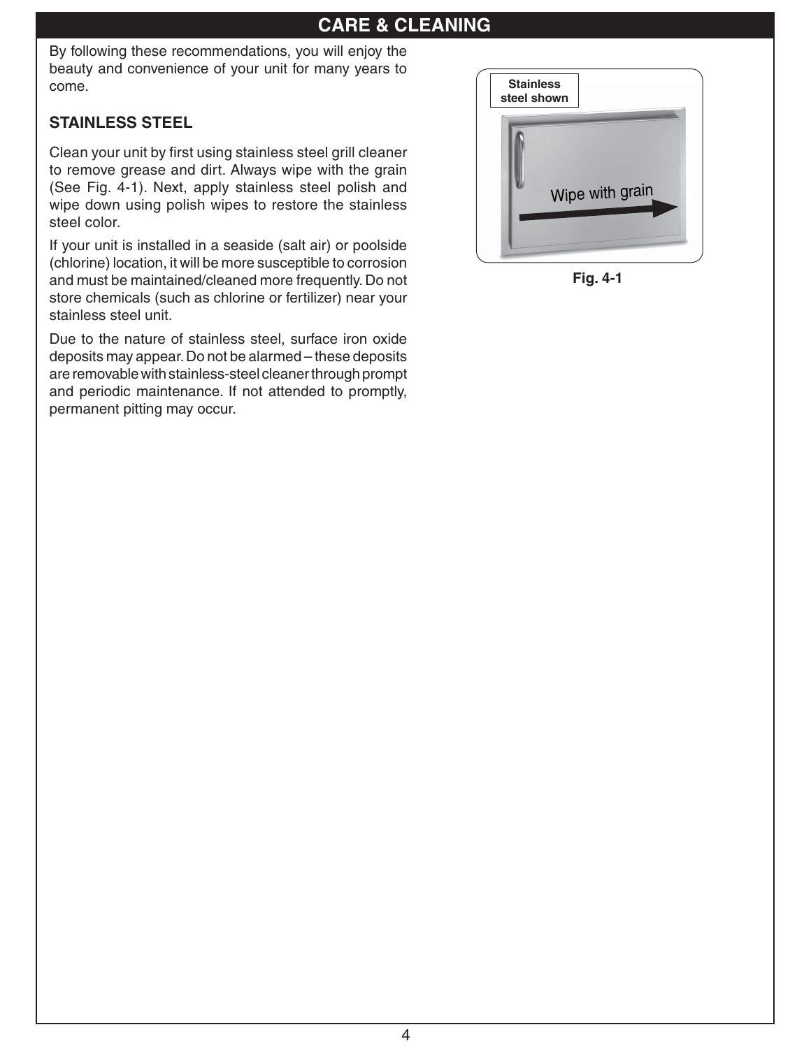# CARE & CLEANING

By following these recommendations, you will enjoy the beauty and convenience of your unit for many years to come.

## STAINLESS STEEL

Clean your unit by first using stainless steel grill cleaner to remove grease and dirt. Always wipe with the grain (See Fig. 4-1). Next, apply stainless steel polish and wipe down using polish wipes to restore the stainless steel color.

If your unit is installed in a seaside (salt air) or poolside (chlorine) location, it will be more susceptible to corrosion and must be maintained/cleaned more frequently. Do not store chemicals (such as chlorine or fertilizer) near your stainless steel unit.

Due to the nature of stainless steel, surface iron oxide deposits may appear. Do not be alarmed – these deposits are removable with stainless-steel cleaner through prompt and periodic maintenance. If not attended to promptly, permanent pitting may occur.

Stainless steel shown

Wipe with grain

**Fig. 4-1**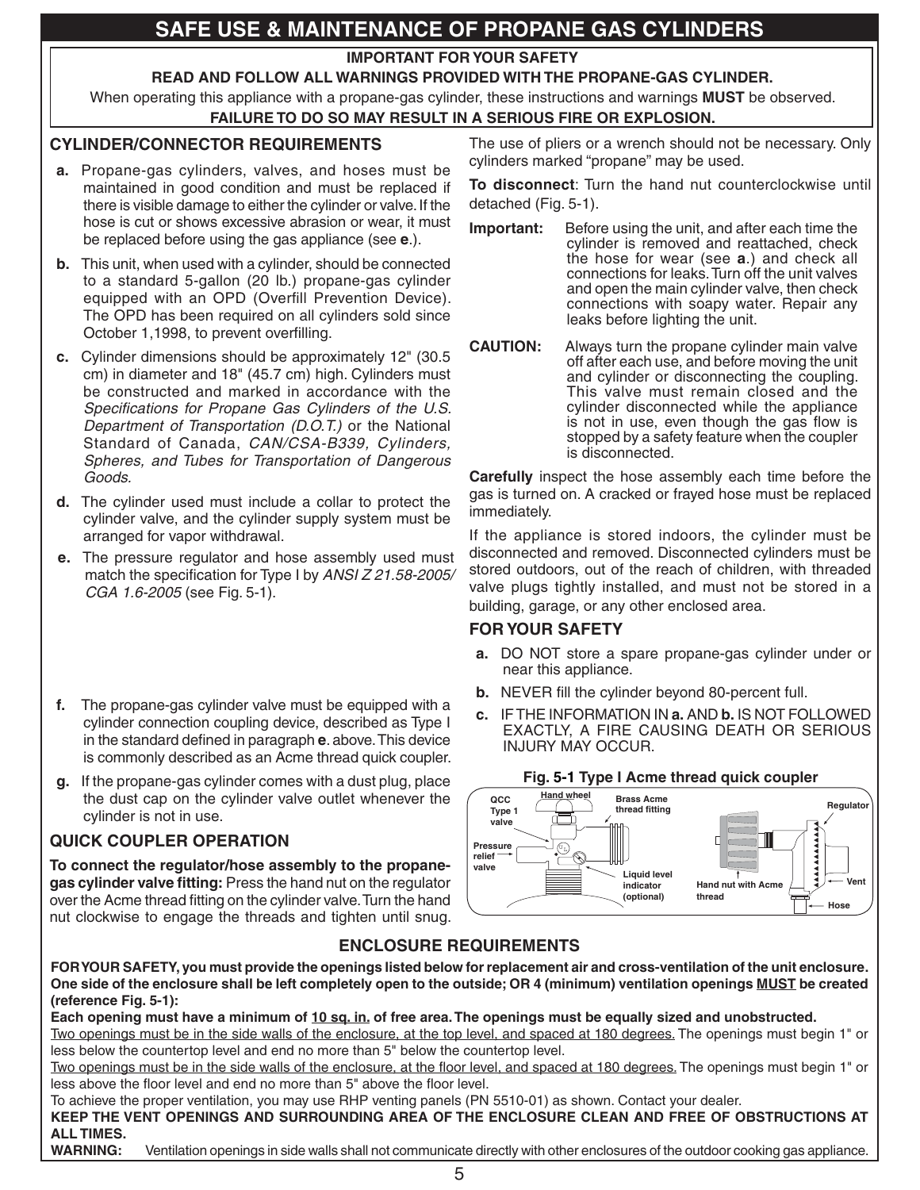# SAFE USE & MAINTENANCE OF PROPANE GAS CYLINDERS

**IMPORTANT FOR YOUR SAFETY**

**READ AND FOLLOW ALL WARNINGS PROVIDED WITH THE PROPANE-GAS CYLINDER.**

When operating this appliance with a propane-gas cylinder, these instructions and warnings **MUST** be observed.

**FAILURE TO DO SO MAY RESULT IN A SERIOUS FIRE OR EXPLOSION.**

## CYLINDER/CONNECTOR REQUIREMENTS

**a.** Propane-gas cylinders, valves, and hoses must be maintained in good condition and must be replaced if there is visible damage to either the cylinder or valve. If the hose is cut or shows excessive abrasion or wear, it must be replaced before using the gas appliance (see **e**.).

**b.** This unit, when used with a cylinder, should be connected to a standard 5-gallon (20 lb.) propane-gas cylinder equipped with an OPD (Overfill Prevention Device). The OPD has been required on all cylinders sold since October 1,1998, to prevent overfilling.

**c.** Cylinder dimensions should be approximately 12" (30.5 cm) in diameter and 18" (45.7 cm) high. Cylinders must be constructed and marked in accordance with the *Specifications for Propane Gas Cylinders of the U.S. Department of Transportation (D.O.T.)* or the National Standard of Canada, *CAN/CSA-B339, Cylinders, Spheres, and Tubes for Transportation of Dangerous Goods.*

**d.** The cylinder used must include a collar to protect the cylinder valve, and the cylinder supply system must be arranged for vapor withdrawal.

**e.** The pressure regulator and hose assembly used must match the specification for Type I by *ANSI Z 21.58-2005/ CGA 1.6-2005* (see Fig. 5-1).

**f.** The propane-gas cylinder valve must be equipped with a cylinder connection coupling device, described as Type I in the standard defined in paragraph **e**. above. This device is commonly described as an Acme thread quick coupler.

**g.** If the propane-gas cylinder comes with a dust plug, place the dust cap on the cylinder valve outlet whenever the cylinder is not in use.

## QUICK COUPLER OPERATION

**To connect the regulator/hose assembly to the propane-gas cylinder valve fitting:** Press the hand nut on the regulator over the Acme thread fitting on the cylinder valve. Turn the hand nut clockwise to engage the threads and tighten until snug. The use of pliers or a wrench should not be necessary. Only cylinders marked "propane" may be used.

**To disconnect**: Turn the hand nut counterclockwise until detached (Fig. 5-1).

**Important:** Before using the unit, and after each time the cylinder is removed and reattached, check the hose for wear (see **a**.) and check all connections for leaks. Turn off the unit valves and open the main cylinder valve, then check connections with soapy water. Repair any leaks before lighting the unit.

**CAUTION:** Always turn the propane cylinder main valve off after each use, and before moving the unit and cylinder or disconnecting the coupling. This valve must remain closed and the cylinder disconnected while the appliance is not in use, even though the gas flow is stopped by a safety feature when the coupler is disconnected.

**Carefully** inspect the hose assembly each time before the gas is turned on. A cracked or frayed hose must be replaced immediately.

If the appliance is stored indoors, the cylinder must be disconnected and removed. Disconnected cylinders must be stored outdoors, out of the reach of children, with threaded valve plugs tightly installed, and must not be stored in a building, garage, or any other enclosed area.

## FOR YOUR SAFETY

**a.** DO NOT store a spare propane-gas cylinder under or near this appliance.

**b.** NEVER fill the cylinder beyond 80-percent full.

**c.** IF THE INFORMATION IN **a.** AND **b.** IS NOT FOLLOWED EXACTLY, A FIRE CAUSING DEATH OR SERIOUS INJURY MAY OCCUR.

**Fig. 5-1 Type I Acme thread quick coupler**

Hand wheel; QCC Type 1 valve; Brass Acme thread fitting; Pressure relief valve; Liquid level indicator (optional); Hand nut with Acme thread; Regulator; Vent; Hose

## ENCLOSURE REQUIREMENTS

**FOR YOUR SAFETY, you must provide the openings listed below for replacement air and cross-ventilation of the unit enclosure. One side of the enclosure shall be left completely open to the outside; OR 4 (minimum) ventilation openings MUST be created (reference Fig. 5-1):**

**Each opening must have a minimum of 10 sq. in. of free area. The openings must be equally sized and unobstructed.**

Two openings must be in the side walls of the enclosure, at the top level, and spaced at 180 degrees. The openings must begin 1" or less below the countertop level and end no more than 5" below the countertop level.

Two openings must be in the side walls of the enclosure, at the floor level, and spaced at 180 degrees. The openings must begin 1" or less above the floor level and end no more than 5" above the floor level.

To achieve the proper ventilation, you may use RHP venting panels (PN 5510-01) as shown. Contact your dealer.

**KEEP THE VENT OPENINGS AND SURROUNDING AREA OF THE ENCLOSURE CLEAN AND FREE OF OBSTRUCTIONS AT ALL TIMES.**

**WARNING:** Ventilation openings in side walls shall not communicate directly with other enclosures of the outdoor cooking gas appliance.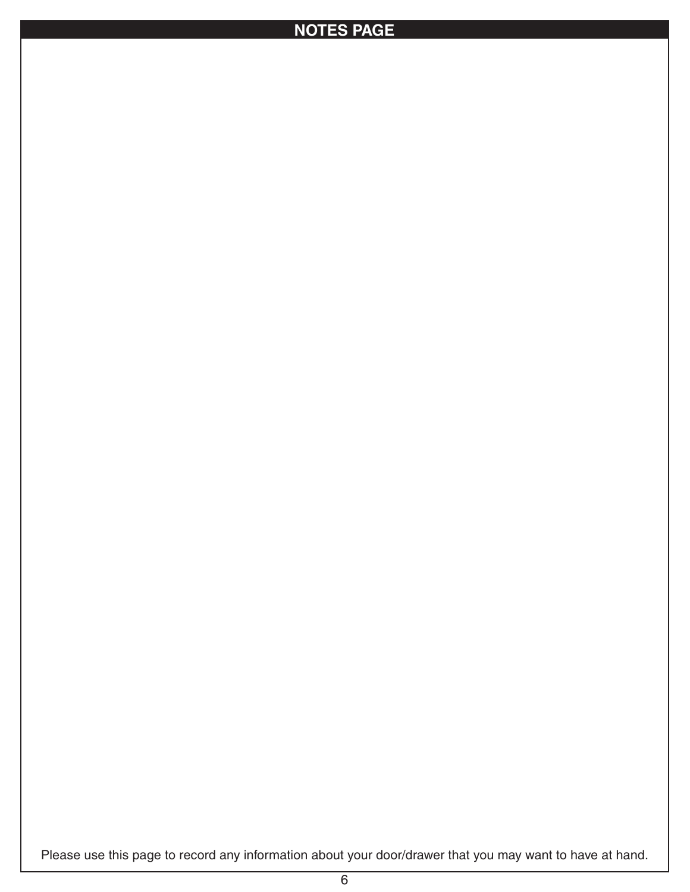# NOTES PAGE

Please use this page to record any information about your door/drawer that you may want to have at hand.